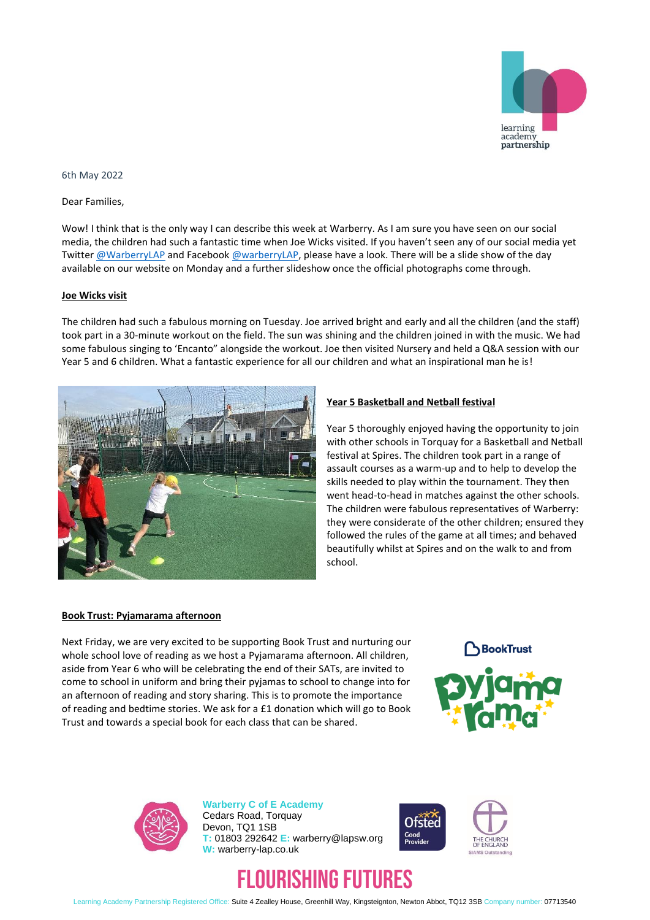6th May 2022

Dear Families,

Wow! I think that is the only way I can describe this week at Warberry. As I am sure you have seen on our social media, the children had such a fantastic time when Joe Wicks visited. If you haven't seen any of our social media yet Twitter @WarberryLAP and Facebook @warberryLAP, please have a look. There will be a slide show of the day available on our website on Monday and a further slideshow once the official photographs come through.

## Joe Wicks visit

The children had such a fabulous morning on Tuesday. Joe arrived bright and early and all the children (and the staff) took part in a 30-minute workout on the field. The sun was shining and the children joined in with the music. We had some fabulous singing to 'Encanto" alongside the workout. Joe then visited Nursery and held a Q&A session with our Year 5 and 6 children. What a fantastic experience for all our children and what an inspirational man he is!

## Year 5 Basketball and Netball festival

Year 5 thoroughly enjoyed having the opportunity to join with other schools in Torquay for a Basketball and Netball festival at Spires. The children took part in a range of assault courses as a warm-up and to help to develop the skills needed to play within the tournament. They then went head-to-head in matches against the other schools. The children were fabulous representatives of Warberry: they were considerate of the other children; ensured they followed the rules of the game at all times; and behaved beautifully whilst at Spires and on the walk to and from school.

## Book Trust: Pyjamarama afternoon

Next Friday, we are very excited to be supporting Book Trust and nurturing our whole school love of reading as we host a Pyjamarama afternoon. All children, aside from Year 6 who will be celebrating the end of their SATs, are invited to come to school in uniform and bring their pyjamas to school to change into for an afternoon of reading and story sharing. This is to promote the importance of reading and bedtime stories. We ask for a £1 donation which will go to Book Trust and towards a special book for each class that can be shared.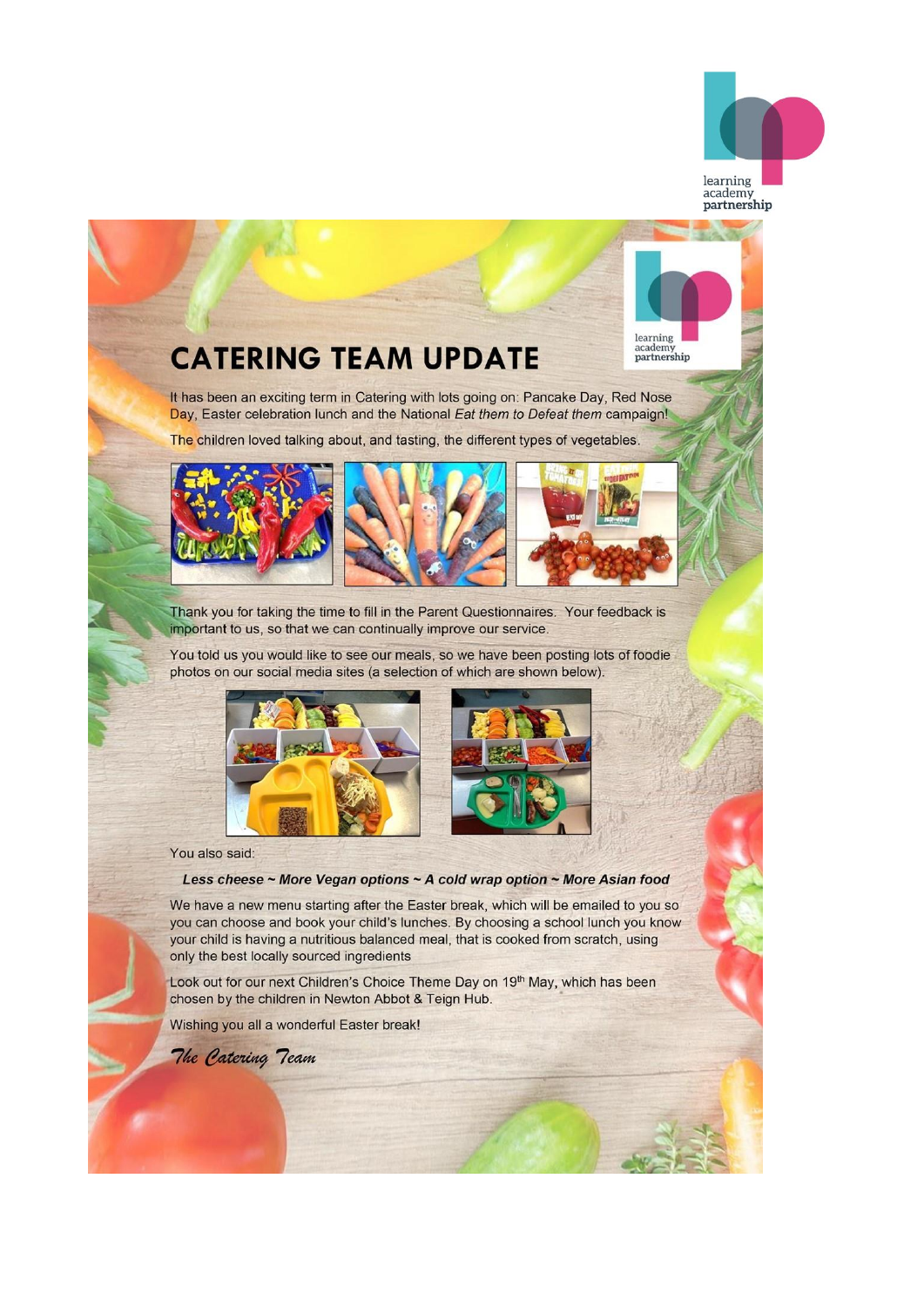# CATERING TEAM UPDATE

It has been an exciting term in Catering with lots going on: Pancake Day, Red Nose Day, Easter celebration lunch and the National *Eat them to Defeat them* campaign!

The children loved talking about, and tasting, the different types of vegetables.

Thank you for taking the time to fill in the Parent Questionnaires. Your feedback is important to us, so that we can continually improve our service.

You told us you would like to see our meals, so we have been posting lots of foodie photos on our social media sites (a selection of which are shown below).

You also said:

***Less cheese ~ More Vegan options ~ A cold wrap option ~ More Asian food***

We have a new menu starting after the Easter break, which will be emailed to you so you can choose and book your child's lunches. By choosing a school lunch you know your child is having a nutritious balanced meal, that is cooked from scratch, using only the best locally sourced ingredients

Look out for our next Children's Choice Theme Day on 19th May, which has been chosen by the children in Newton Abbot & Teign Hub.

Wishing you all a wonderful Easter break!

*The Catering Team*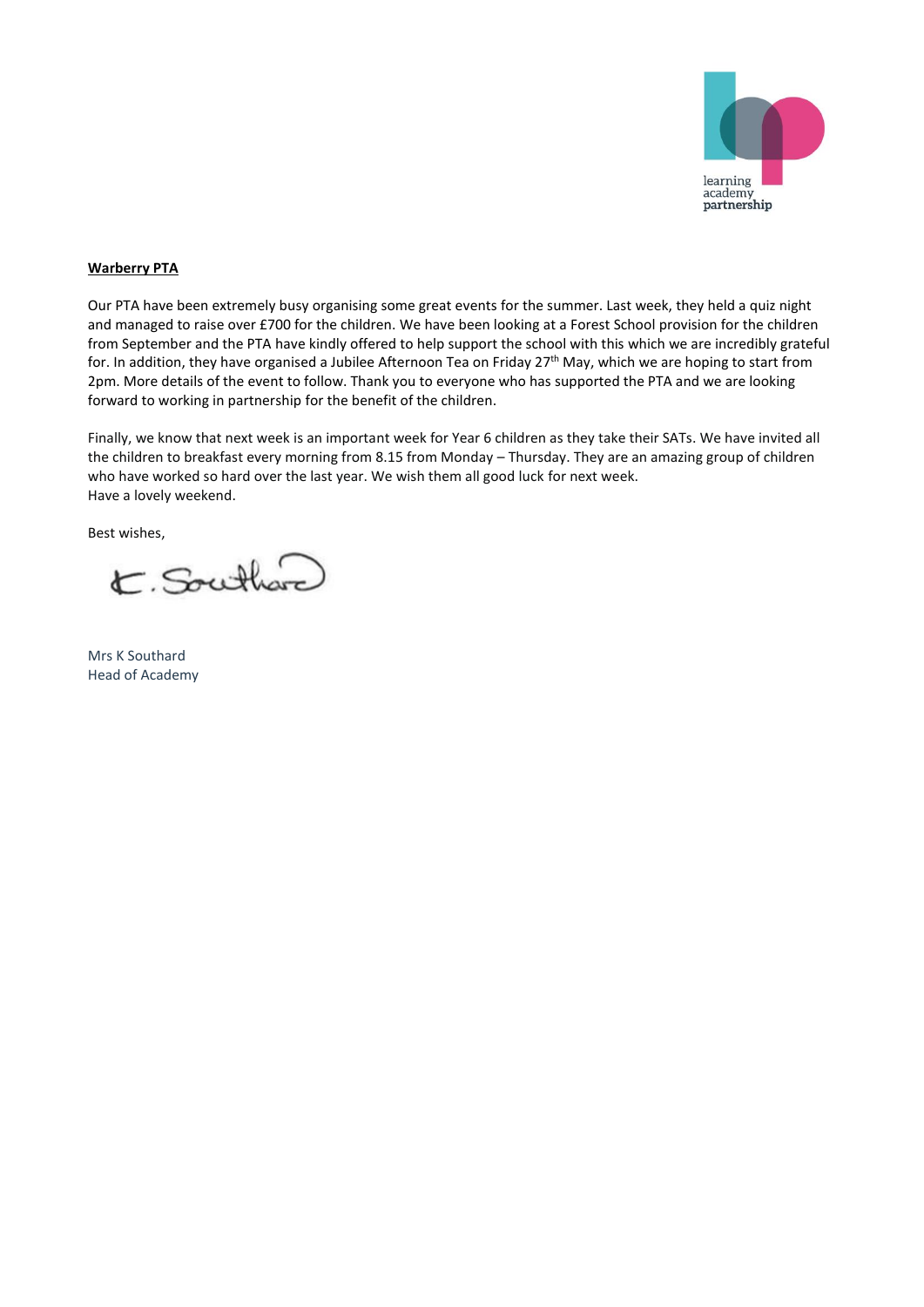learning academy partnership

**Warberry PTA**

Our PTA have been extremely busy organising some great events for the summer. Last week, they held a quiz night and managed to raise over £700 for the children. We have been looking at a Forest School provision for the children from September and the PTA have kindly offered to help support the school with this which we are incredibly grateful for. In addition, they have organised a Jubilee Afternoon Tea on Friday 27th May, which we are hoping to start from 2pm. More details of the event to follow. Thank you to everyone who has supported the PTA and we are looking forward to working in partnership for the benefit of the children.

Finally, we know that next week is an important week for Year 6 children as they take their SATs. We have invited all the children to breakfast every morning from 8.15 from Monday – Thursday. They are an amazing group of children who have worked so hard over the last year. We wish them all good luck for next week.
Have a lovely weekend.

Best wishes,

K. Southard

Mrs K Southard
Head of Academy